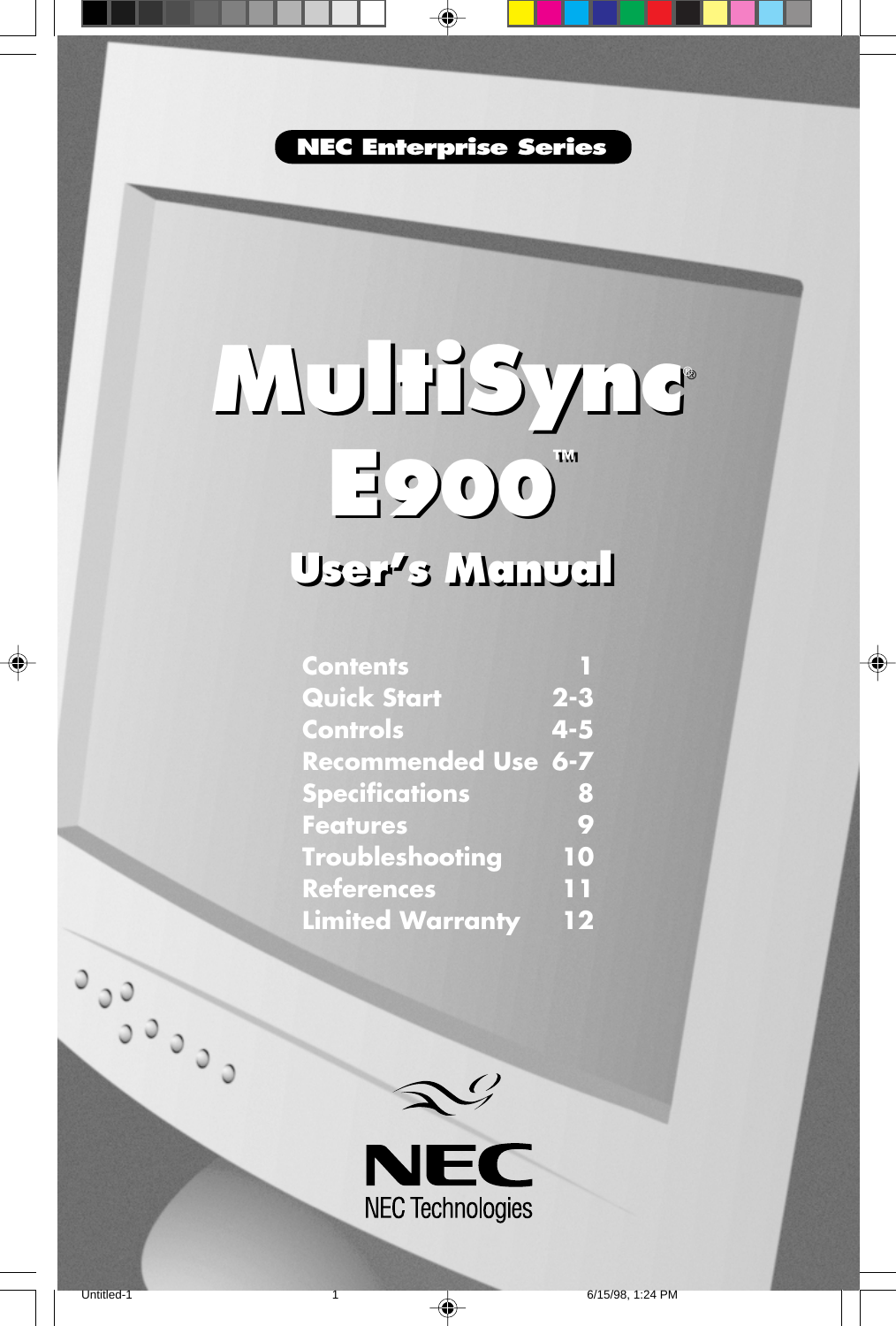NEC Enterprise Series

# MultiSync® E900™

## User's Manual

| | |
|---|---|
| Contents | 1 |
| Quick Start | 2-3 |
| Controls | 4-5 |
| Recommended Use | 6-7 |
| Specifications | 8 |
| Features | 9 |
| Troubleshooting | 10 |
| References | 11 |
| Limited Warranty | 12 |

NEC

NEC Technologies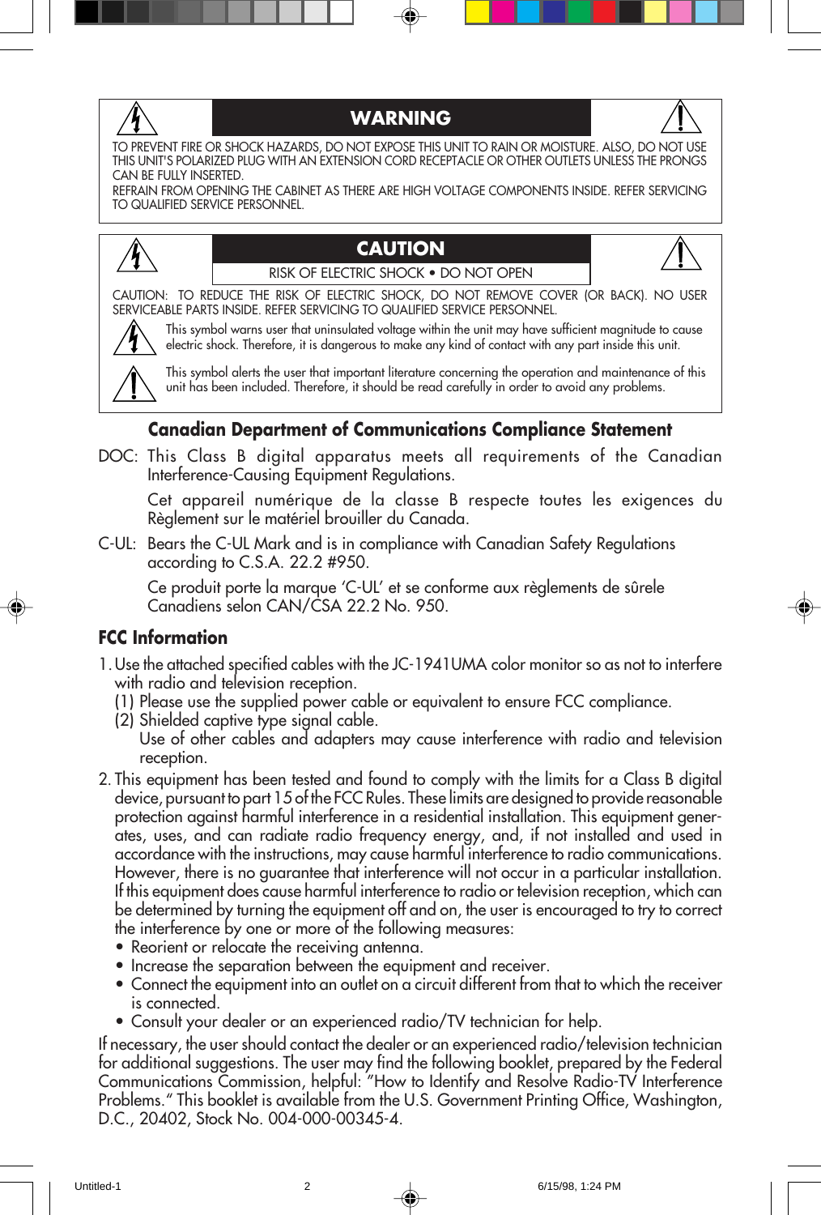## WARNING

TO PREVENT FIRE OR SHOCK HAZARDS, DO NOT EXPOSE THIS UNIT TO RAIN OR MOISTURE. ALSO, DO NOT USE THIS UNIT'S POLARIZED PLUG WITH AN EXTENSION CORD RECEPTACLE OR OTHER OUTLETS UNLESS THE PRONGS CAN BE FULLY INSERTED.

REFRAIN FROM OPENING THE CABINET AS THERE ARE HIGH VOLTAGE COMPONENTS INSIDE. REFER SERVICING TO QUALIFIED SERVICE PERSONNEL.

## CAUTION

RISK OF ELECTRIC SHOCK • DO NOT OPEN

CAUTION: TO REDUCE THE RISK OF ELECTRIC SHOCK, DO NOT REMOVE COVER (OR BACK). NO USER SERVICEABLE PARTS INSIDE. REFER SERVICING TO QUALIFIED SERVICE PERSONNEL.

This symbol warns user that uninsulated voltage within the unit may have sufficient magnitude to cause electric shock. Therefore, it is dangerous to make any kind of contact with any part inside this unit.

This symbol alerts the user that important literature concerning the operation and maintenance of this unit has been included. Therefore, it should be read carefully in order to avoid any problems.

### Canadian Department of Communications Compliance Statement

DOC: This Class B digital apparatus meets all requirements of the Canadian Interference-Causing Equipment Regulations.

Cet appareil numérique de la classe B respecte toutes les exigences du Règlement sur le matériel brouiller du Canada.

C-UL: Bears the C-UL Mark and is in compliance with Canadian Safety Regulations according to C.S.A. 22.2 #950.

Ce produit porte la marque 'C-UL' et se conforme aux règlements de sûrele Canadiens selon CAN/CSA 22.2 No. 950.

### FCC Information

1. Use the attached specified cables with the JC-1941UMA color monitor so as not to interfere with radio and television reception.
   (1) Please use the supplied power cable or equivalent to ensure FCC compliance.
   (2) Shielded captive type signal cable.
   Use of other cables and adapters may cause interference with radio and television reception.
2. This equipment has been tested and found to comply with the limits for a Class B digital device, pursuant to part 15 of the FCC Rules. These limits are designed to provide reasonable protection against harmful interference in a residential installation. This equipment generates, uses, and can radiate radio frequency energy, and, if not installed and used in accordance with the instructions, may cause harmful interference to radio communications. However, there is no guarantee that interference will not occur in a particular installation. If this equipment does cause harmful interference to radio or television reception, which can be determined by turning the equipment off and on, the user is encouraged to try to correct the interference by one or more of the following measures:
   - Reorient or relocate the receiving antenna.
   - Increase the separation between the equipment and receiver.
   - Connect the equipment into an outlet on a circuit different from that to which the receiver is connected.
   - Consult your dealer or an experienced radio/TV technician for help.

If necessary, the user should contact the dealer or an experienced radio/television technician for additional suggestions. The user may find the following booklet, prepared by the Federal Communications Commission, helpful: "How to Identify and Resolve Radio-TV Interference Problems." This booklet is available from the U.S. Government Printing Office, Washington, D.C., 20402, Stock No. 004-000-00345-4.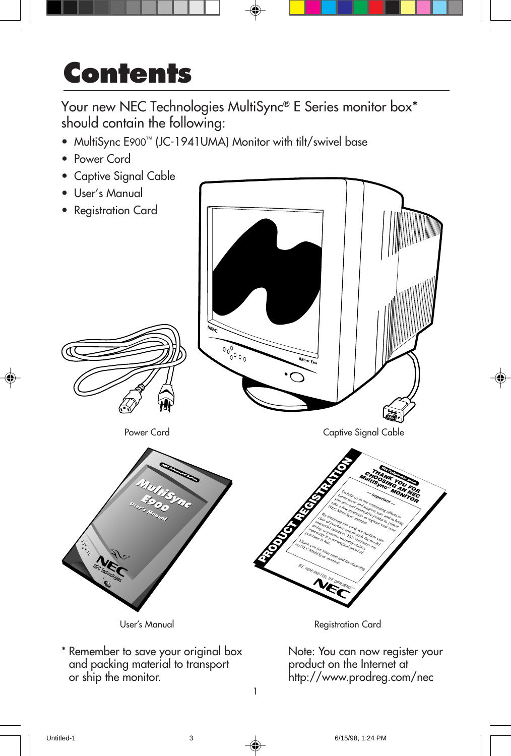# Contents

Your new NEC Technologies MultiSync® E Series monitor box* should contain the following:

- MultiSync E900™ (JC-1941UMA) Monitor with tilt/swivel base
- Power Cord
- Captive Signal Cable
- User's Manual
- Registration Card

Power Cord

Captive Signal Cable

User's Manual

Registration Card

* Remember to save your original box and packing material to transport or ship the monitor.

Note: You can now register your product on the Internet at http://www.prodreg.com/nec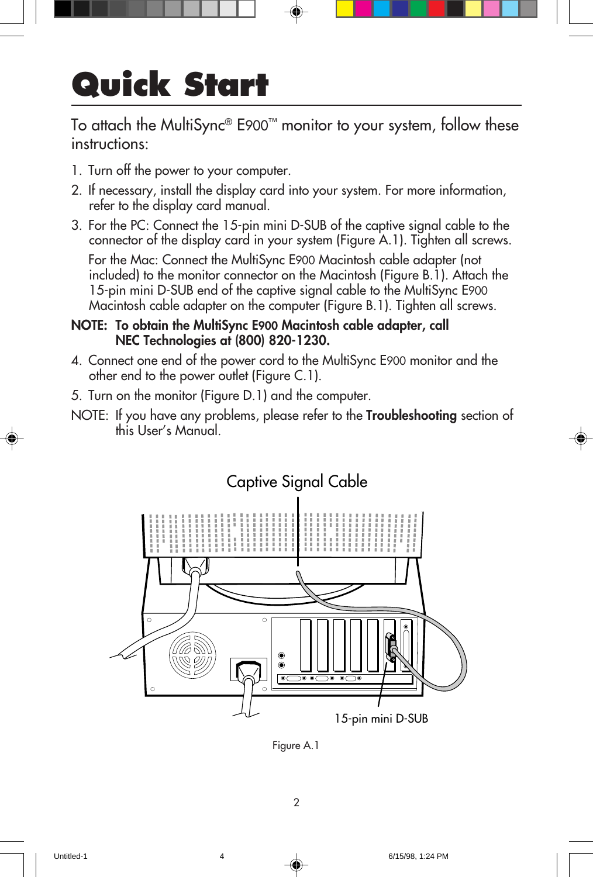# Quick Start

To attach the MultiSync® E900™ monitor to your system, follow these instructions:

1. Turn off the power to your computer.
2. If necessary, install the display card into your system. For more information, refer to the display card manual.
3. For the PC: Connect the 15-pin mini D-SUB of the captive signal cable to the connector of the display card in your system (Figure A.1). Tighten all screws.

   For the Mac: Connect the MultiSync E900 Macintosh cable adapter (not included) to the monitor connector on the Macintosh (Figure B.1). Attach the 15-pin mini D-SUB end of the captive signal cable to the MultiSync E900 Macintosh cable adapter on the computer (Figure B.1). Tighten all screws.

**NOTE: To obtain the MultiSync E900 Macintosh cable adapter, call NEC Technologies at (800) 820-1230.**

4. Connect one end of the power cord to the MultiSync E900 monitor and the other end to the power outlet (Figure C.1).
5. Turn on the monitor (Figure D.1) and the computer.

NOTE: If you have any problems, please refer to the **Troubleshooting** section of this User's Manual.

Captive Signal Cable

15-pin mini D-SUB

Figure A.1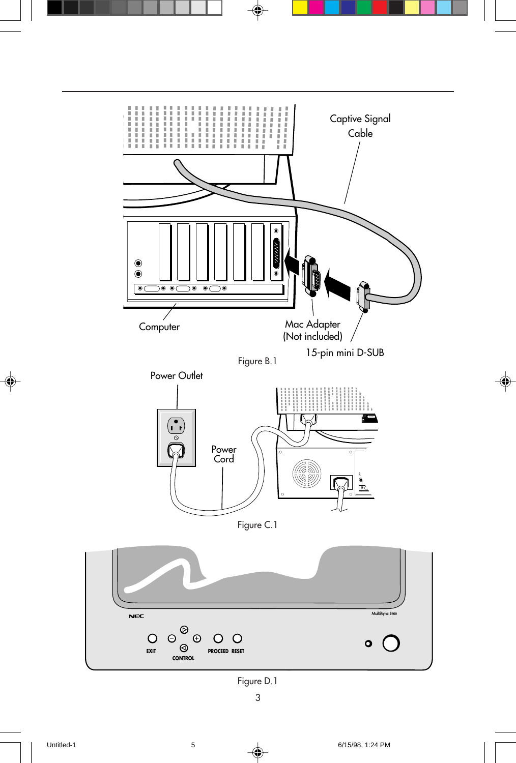Captive Signal Cable

Computer

Mac Adapter (Not included)

15-pin mini D-SUB

Figure B.1

Power Outlet

Power Cord

Figure C.1

NEC

MultiSync E900

EXIT

CONTROL

PROCEED RESET

Figure D.1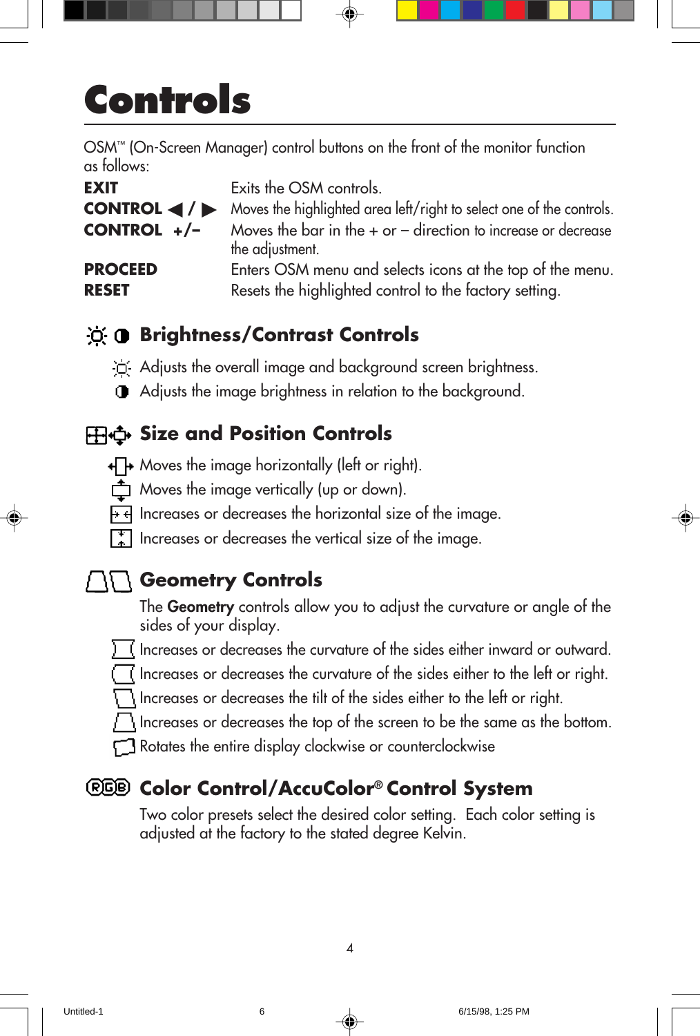# Controls

OSM™ (On-Screen Manager) control buttons on the front of the monitor function as follows:

| | |
|---|---|
| **EXIT** | Exits the OSM controls. |
| **CONTROL ◀ / ▶** | Moves the highlighted area left/right to select one of the controls. |
| **CONTROL +/–** | Moves the bar in the + or – direction to increase or decrease the adjustment. |
| **PROCEED** | Enters OSM menu and selects icons at the top of the menu. |
| **RESET** | Resets the highlighted control to the factory setting. |

## Brightness/Contrast Controls

Adjusts the overall image and background screen brightness.

Adjusts the image brightness in relation to the background.

## Size and Position Controls

Moves the image horizontally (left or right).

Moves the image vertically (up or down).

Increases or decreases the horizontal size of the image.

Increases or decreases the vertical size of the image.

## Geometry Controls

The **Geometry** controls allow you to adjust the curvature or angle of the sides of your display.

Increases or decreases the curvature of the sides either inward or outward.

Increases or decreases the curvature of the sides either to the left or right.

Increases or decreases the tilt of the sides either to the left or right.

Increases or decreases the top of the screen to be the same as the bottom.

Rotates the entire display clockwise or counterclockwise

## Color Control/AccuColor® Control System

Two color presets select the desired color setting. Each color setting is adjusted at the factory to the stated degree Kelvin.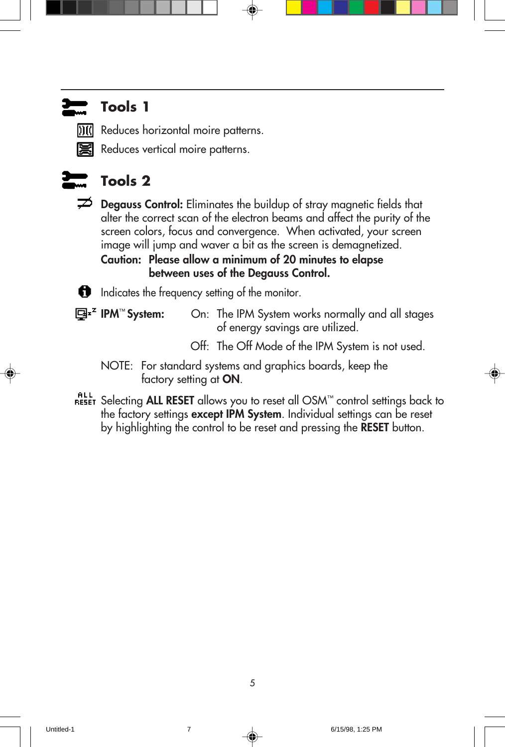## Tools 1

Reduces horizontal moire patterns.

Reduces vertical moire patterns.

## Tools 2

**Degauss Control:** Eliminates the buildup of stray magnetic fields that alter the correct scan of the electron beams and affect the purity of the screen colors, focus and convergence. When activated, your screen image will jump and waver a bit as the screen is demagnetized.

**Caution: Please allow a minimum of 20 minutes to elapse between uses of the Degauss Control.**

Indicates the frequency setting of the monitor.

**IPM™ System:**

On: The IPM System works normally and all stages of energy savings are utilized.

Off: The Off Mode of the IPM System is not used.

NOTE: For standard systems and graphics boards, keep the factory setting at **ON**.

ALL RESET Selecting **ALL RESET** allows you to reset all OSM™ control settings back to the factory settings **except IPM System**. Individual settings can be reset by highlighting the control to be reset and pressing the **RESET** button.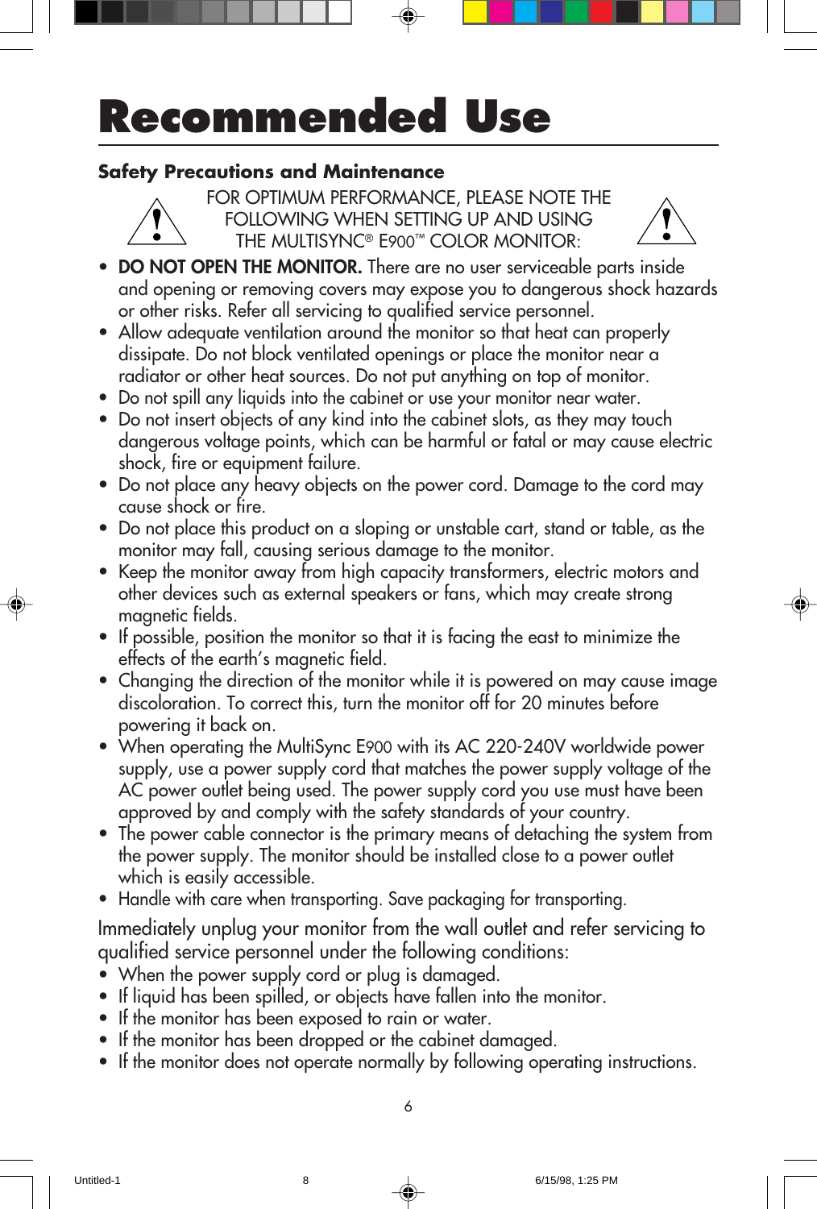# Recommended Use

### Safety Precautions and Maintenance

FOR OPTIMUM PERFORMANCE, PLEASE NOTE THE FOLLOWING WHEN SETTING UP AND USING THE MULTISYNC® E900™ COLOR MONITOR:

- **DO NOT OPEN THE MONITOR.** There are no user serviceable parts inside and opening or removing covers may expose you to dangerous shock hazards or other risks. Refer all servicing to qualified service personnel.
- Allow adequate ventilation around the monitor so that heat can properly dissipate. Do not block ventilated openings or place the monitor near a radiator or other heat sources. Do not put anything on top of monitor.
- Do not spill any liquids into the cabinet or use your monitor near water.
- Do not insert objects of any kind into the cabinet slots, as they may touch dangerous voltage points, which can be harmful or fatal or may cause electric shock, fire or equipment failure.
- Do not place any heavy objects on the power cord. Damage to the cord may cause shock or fire.
- Do not place this product on a sloping or unstable cart, stand or table, as the monitor may fall, causing serious damage to the monitor.
- Keep the monitor away from high capacity transformers, electric motors and other devices such as external speakers or fans, which may create strong magnetic fields.
- If possible, position the monitor so that it is facing the east to minimize the effects of the earth's magnetic field.
- Changing the direction of the monitor while it is powered on may cause image discoloration. To correct this, turn the monitor off for 20 minutes before powering it back on.
- When operating the MultiSync E900 with its AC 220-240V worldwide power supply, use a power supply cord that matches the power supply voltage of the AC power outlet being used. The power supply cord you use must have been approved by and comply with the safety standards of your country.
- The power cable connector is the primary means of detaching the system from the power supply. The monitor should be installed close to a power outlet which is easily accessible.
- Handle with care when transporting. Save packaging for transporting.

Immediately unplug your monitor from the wall outlet and refer servicing to qualified service personnel under the following conditions:

- When the power supply cord or plug is damaged.
- If liquid has been spilled, or objects have fallen into the monitor.
- If the monitor has been exposed to rain or water.
- If the monitor has been dropped or the cabinet damaged.
- If the monitor does not operate normally by following operating instructions.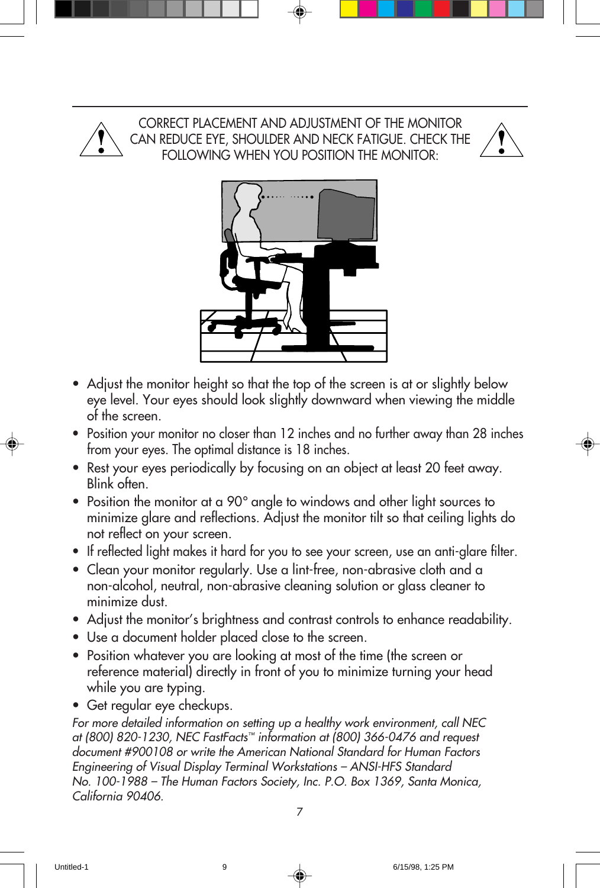CORRECT PLACEMENT AND ADJUSTMENT OF THE MONITOR CAN REDUCE EYE, SHOULDER AND NECK FATIGUE. CHECK THE FOLLOWING WHEN YOU POSITION THE MONITOR:

- Adjust the monitor height so that the top of the screen is at or slightly below eye level. Your eyes should look slightly downward when viewing the middle of the screen.
- Position your monitor no closer than 12 inches and no further away than 28 inches from your eyes. The optimal distance is 18 inches.
- Rest your eyes periodically by focusing on an object at least 20 feet away. Blink often.
- Position the monitor at a 90° angle to windows and other light sources to minimize glare and reflections. Adjust the monitor tilt so that ceiling lights do not reflect on your screen.
- If reflected light makes it hard for you to see your screen, use an anti-glare filter.
- Clean your monitor regularly. Use a lint-free, non-abrasive cloth and a non-alcohol, neutral, non-abrasive cleaning solution or glass cleaner to minimize dust.
- Adjust the monitor's brightness and contrast controls to enhance readability.
- Use a document holder placed close to the screen.
- Position whatever you are looking at most of the time (the screen or reference material) directly in front of you to minimize turning your head while you are typing.
- Get regular eye checkups.

*For more detailed information on setting up a healthy work environment, call NEC at (800) 820-1230, NEC FastFacts™ information at (800) 366-0476 and request document #900108 or write the American National Standard for Human Factors Engineering of Visual Display Terminal Workstations – ANSI-HFS Standard No. 100-1988 – The Human Factors Society, Inc. P.O. Box 1369, Santa Monica, California 90406.*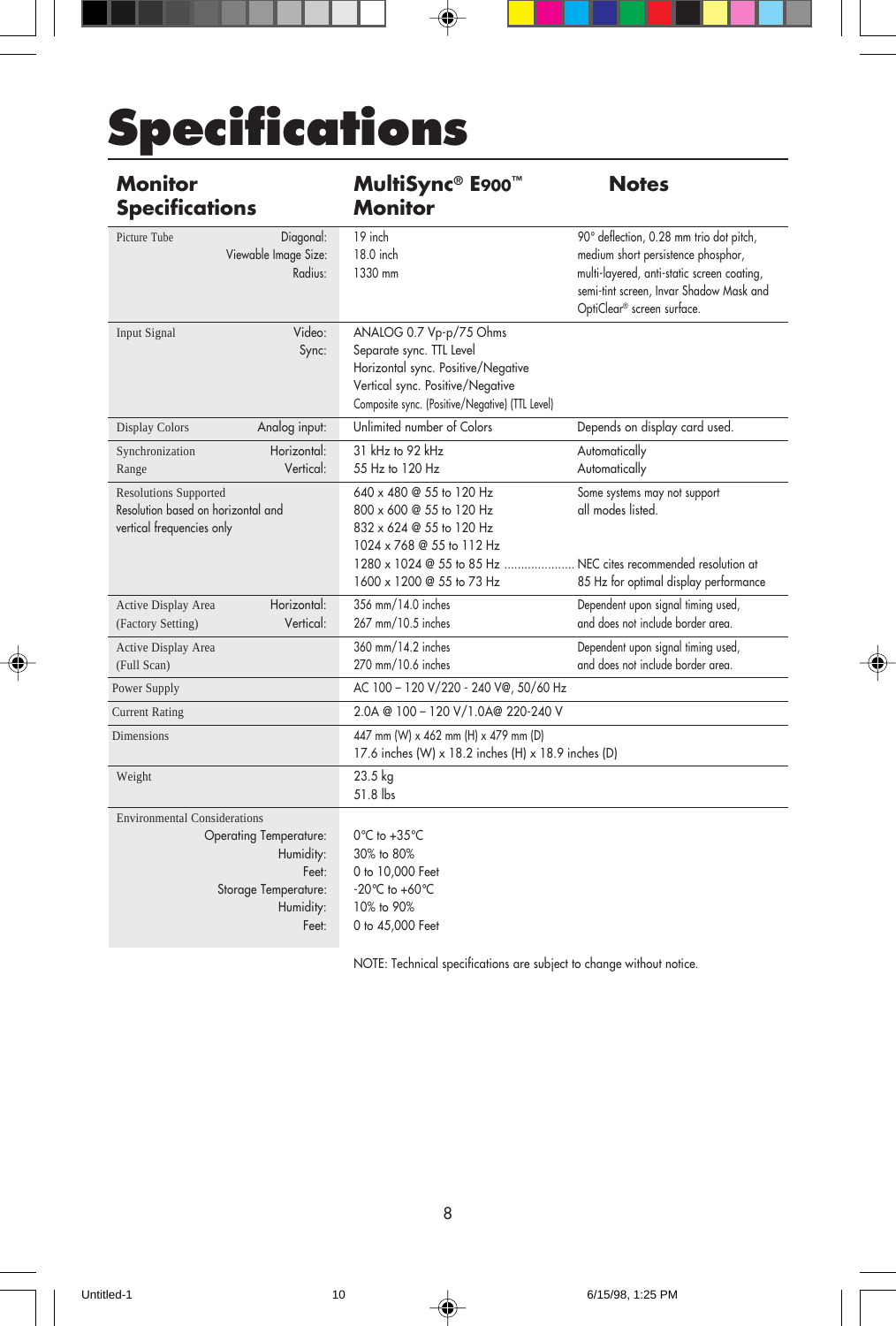# Specifications

| Monitor Specifications | | MultiSync® E900™ Monitor | Notes |
|---|---|---|---|
| Picture Tube | Diagonal:<br>Viewable Image Size:<br>Radius: | 19 inch<br>18.0 inch<br>1330 mm | 90° deflection, 0.28 mm trio dot pitch, medium short persistence phosphor, multi-layered, anti-static screen coating, semi-tint screen, Invar Shadow Mask and OptiClear® screen surface. |
| Input Signal | Video:<br>Sync: | ANALOG 0.7 Vp-p/75 Ohms<br>Separate sync. TTL Level<br>Horizontal sync. Positive/Negative<br>Vertical sync. Positive/Negative<br>Composite sync. (Positive/Negative) (TTL Level) | |
| Display Colors | Analog input: | Unlimited number of Colors | Depends on display card used. |
| Synchronization Range | Horizontal:<br>Vertical: | 31 kHz to 92 kHz<br>55 Hz to 120 Hz | Automatically<br>Automatically |
| Resolutions Supported<br>Resolution based on horizontal and vertical frequencies only | | 640 x 480 @ 55 to 120 Hz<br>800 x 600 @ 55 to 120 Hz<br>832 x 624 @ 55 to 120 Hz<br>1024 x 768 @ 55 to 112 Hz<br>1280 x 1024 @ 55 to 85 Hz .....................<br>1600 x 1200 @ 55 to 73 Hz | Some systems may not support all modes listed.<br><br><br><br>NEC cites recommended resolution at 85 Hz for optimal display performance |
| Active Display Area (Factory Setting) | Horizontal:<br>Vertical: | 356 mm/14.0 inches<br>267 mm/10.5 inches | Dependent upon signal timing used, and does not include border area. |
| Active Display Area (Full Scan) | | 360 mm/14.2 inches<br>270 mm/10.6 inches | Dependent upon signal timing used, and does not include border area. |
| Power Supply | | AC 100 – 120 V/220 - 240 V@, 50/60 Hz | |
| Current Rating | | 2.0A @ 100 – 120 V/1.0A@ 220-240 V | |
| Dimensions | | 447 mm (W) x 462 mm (H) x 479 mm (D)<br>17.6 inches (W) x 18.2 inches (H) x 18.9 inches (D) | |
| Weight | | 23.5 kg<br>51.8 lbs | |
| Environmental Considerations | Operating Temperature:<br>Humidity:<br>Feet:<br>Storage Temperature:<br>Humidity:<br>Feet: | 0°C to +35°C<br>30% to 80%<br>0 to 10,000 Feet<br>-20°C to +60°C<br>10% to 90%<br>0 to 45,000 Feet | |

NOTE: Technical specifications are subject to change without notice.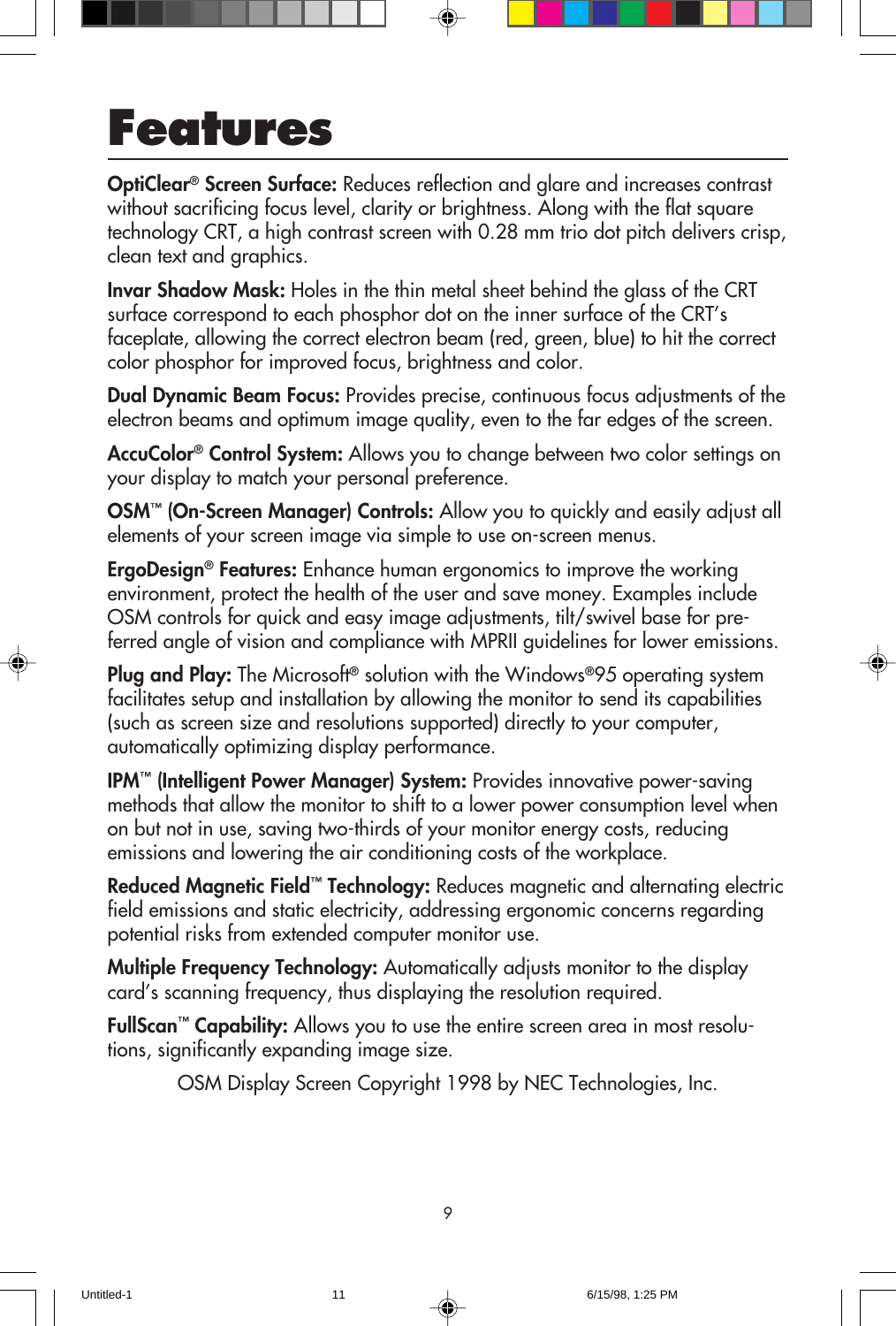# Features

**OptiClear® Screen Surface:** Reduces reflection and glare and increases contrast without sacrificing focus level, clarity or brightness. Along with the flat square technology CRT, a high contrast screen with 0.28 mm trio dot pitch delivers crisp, clean text and graphics.

**Invar Shadow Mask:** Holes in the thin metal sheet behind the glass of the CRT surface correspond to each phosphor dot on the inner surface of the CRT's faceplate, allowing the correct electron beam (red, green, blue) to hit the correct color phosphor for improved focus, brightness and color.

**Dual Dynamic Beam Focus:** Provides precise, continuous focus adjustments of the electron beams and optimum image quality, even to the far edges of the screen.

**AccuColor® Control System:** Allows you to change between two color settings on your display to match your personal preference.

**OSM™ (On-Screen Manager) Controls:** Allow you to quickly and easily adjust all elements of your screen image via simple to use on-screen menus.

**ErgoDesign® Features:** Enhance human ergonomics to improve the working environment, protect the health of the user and save money. Examples include OSM controls for quick and easy image adjustments, tilt/swivel base for preferred angle of vision and compliance with MPRII guidelines for lower emissions.

**Plug and Play:** The Microsoft® solution with the Windows®95 operating system facilitates setup and installation by allowing the monitor to send its capabilities (such as screen size and resolutions supported) directly to your computer, automatically optimizing display performance.

**IPM™ (Intelligent Power Manager) System:** Provides innovative power-saving methods that allow the monitor to shift to a lower power consumption level when on but not in use, saving two-thirds of your monitor energy costs, reducing emissions and lowering the air conditioning costs of the workplace.

**Reduced Magnetic Field™ Technology:** Reduces magnetic and alternating electric field emissions and static electricity, addressing ergonomic concerns regarding potential risks from extended computer monitor use.

**Multiple Frequency Technology:** Automatically adjusts monitor to the display card's scanning frequency, thus displaying the resolution required.

**FullScan™ Capability:** Allows you to use the entire screen area in most resolutions, significantly expanding image size.

OSM Display Screen Copyright 1998 by NEC Technologies, Inc.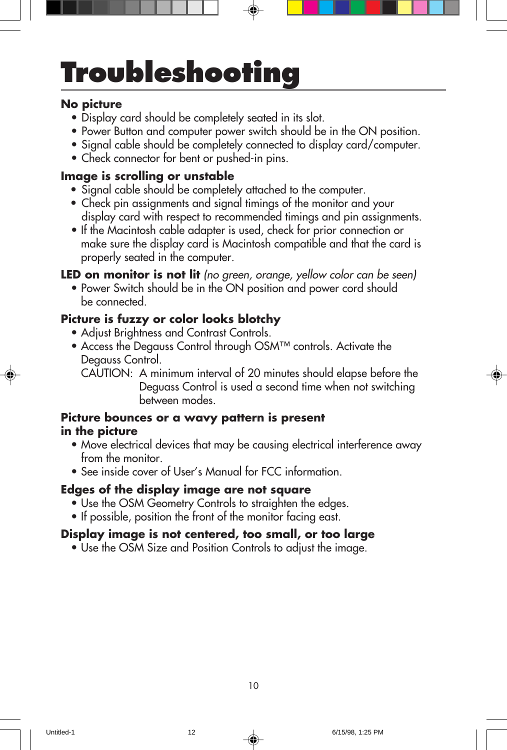# Troubleshooting

**No picture**

- Display card should be completely seated in its slot.
- Power Button and computer power switch should be in the ON position.
- Signal cable should be completely connected to display card/computer.
- Check connector for bent or pushed-in pins.

**Image is scrolling or unstable**

- Signal cable should be completely attached to the computer.
- Check pin assignments and signal timings of the monitor and your display card with respect to recommended timings and pin assignments.
- If the Macintosh cable adapter is used, check for prior connection or make sure the display card is Macintosh compatible and that the card is properly seated in the computer.

**LED on monitor is not lit** *(no green, orange, yellow color can be seen)*

- Power Switch should be in the ON position and power cord should be connected.

**Picture is fuzzy or color looks blotchy**

- Adjust Brightness and Contrast Controls.
- Access the Degauss Control through OSM™ controls. Activate the Degauss Control.

  CAUTION: A minimum interval of 20 minutes should elapse before the Deguass Control is used a second time when not switching between modes.

**Picture bounces or a wavy pattern is present in the picture**

- Move electrical devices that may be causing electrical interference away from the monitor.
- See inside cover of User's Manual for FCC information.

**Edges of the display image are not square**

- Use the OSM Geometry Controls to straighten the edges.
- If possible, position the front of the monitor facing east.

**Display image is not centered, too small, or too large**

- Use the OSM Size and Position Controls to adjust the image.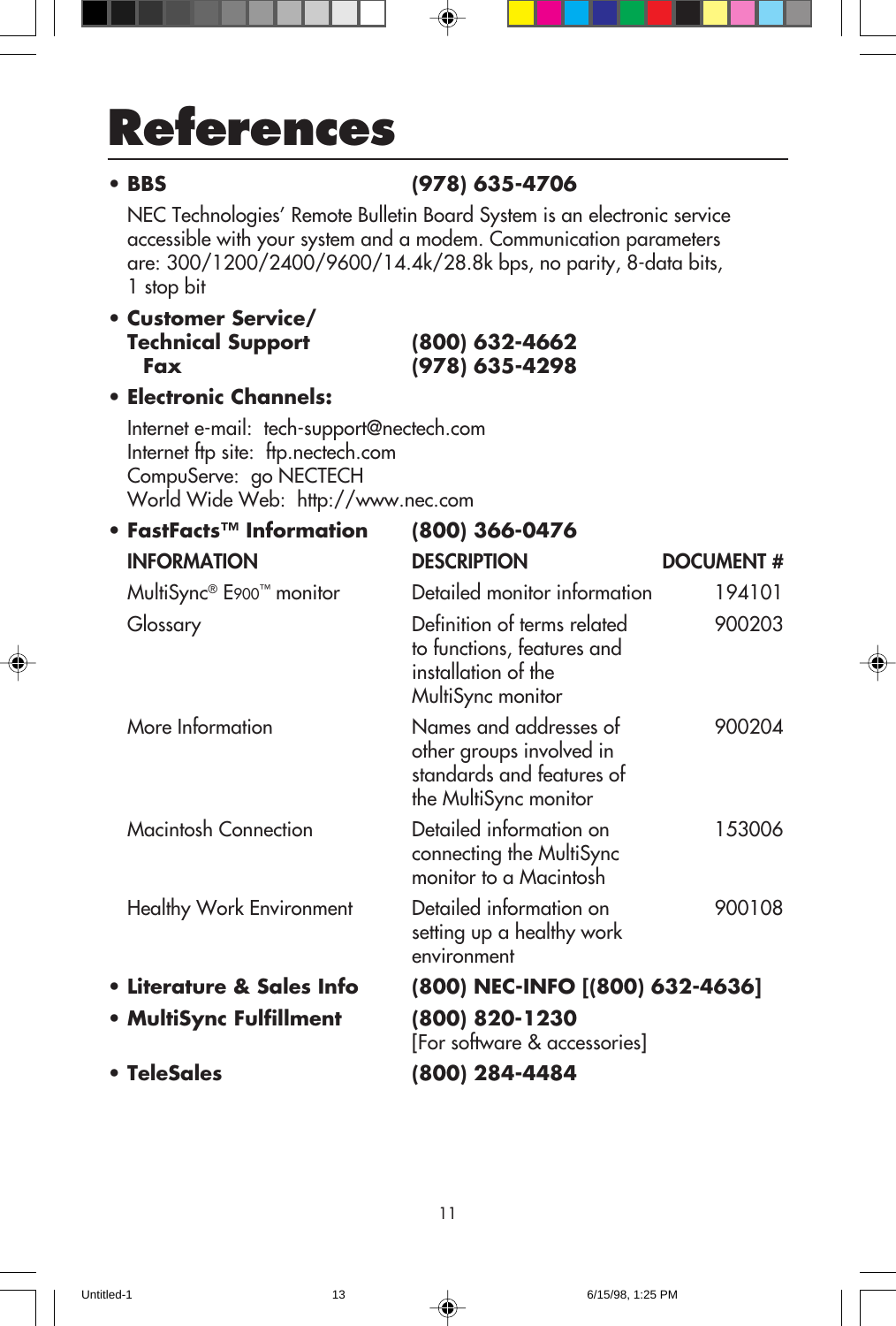# References

- **BBS** **(978) 635-4706**

  NEC Technologies' Remote Bulletin Board System is an electronic service accessible with your system and a modem. Communication parameters are: 300/1200/2400/9600/14.4k/28.8k bps, no parity, 8-data bits, 1 stop bit

- **Customer Service/ Technical Support** **(800) 632-4662**
  **Fax** **(978) 635-4298**

- **Electronic Channels:**

  Internet e-mail: tech-support@nectech.com
  Internet ftp site: ftp.nectech.com
  CompuServe: go NECTECH
  World Wide Web: http://www.nec.com

- **FastFacts™ Information** **(800) 366-0476**

| INFORMATION | DESCRIPTION | DOCUMENT # |
|---|---|---|
| MultiSync® E900™ monitor | Detailed monitor information | 194101 |
| Glossary | Definition of terms related to functions, features and installation of the MultiSync monitor | 900203 |
| More Information | Names and addresses of other groups involved in standards and features of the MultiSync monitor | 900204 |
| Macintosh Connection | Detailed information on connecting the MultiSync monitor to a Macintosh | 153006 |
| Healthy Work Environment | Detailed information on setting up a healthy work environment | 900108 |

- **Literature & Sales Info** **(800) NEC-INFO [(800) 632-4636]**
- **MultiSync Fulfillment** **(800) 820-1230**
  [For software & accessories]
- **TeleSales** **(800) 284-4484**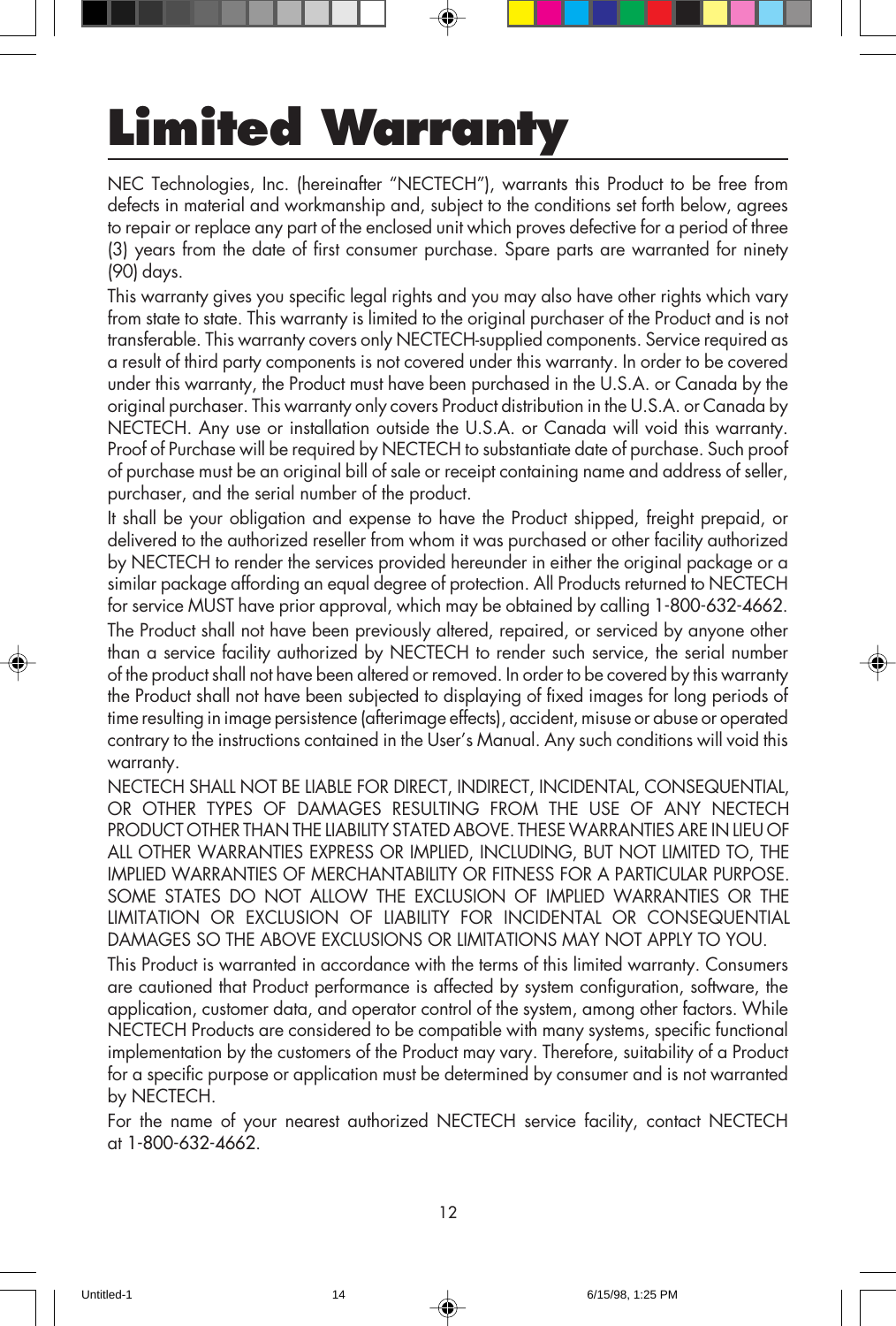# Limited Warranty

NEC Technologies, Inc. (hereinafter "NECTECH"), warrants this Product to be free from defects in material and workmanship and, subject to the conditions set forth below, agrees to repair or replace any part of the enclosed unit which proves defective for a period of three (3) years from the date of first consumer purchase. Spare parts are warranted for ninety (90) days.

This warranty gives you specific legal rights and you may also have other rights which vary from state to state. This warranty is limited to the original purchaser of the Product and is not transferable. This warranty covers only NECTECH-supplied components. Service required as a result of third party components is not covered under this warranty. In order to be covered under this warranty, the Product must have been purchased in the U.S.A. or Canada by the original purchaser. This warranty only covers Product distribution in the U.S.A. or Canada by NECTECH. Any use or installation outside the U.S.A. or Canada will void this warranty. Proof of Purchase will be required by NECTECH to substantiate date of purchase. Such proof of purchase must be an original bill of sale or receipt containing name and address of seller, purchaser, and the serial number of the product.

It shall be your obligation and expense to have the Product shipped, freight prepaid, or delivered to the authorized reseller from whom it was purchased or other facility authorized by NECTECH to render the services provided hereunder in either the original package or a similar package affording an equal degree of protection. All Products returned to NECTECH for service MUST have prior approval, which may be obtained by calling 1-800-632-4662.

The Product shall not have been previously altered, repaired, or serviced by anyone other than a service facility authorized by NECTECH to render such service, the serial number of the product shall not have been altered or removed. In order to be covered by this warranty the Product shall not have been subjected to displaying of fixed images for long periods of time resulting in image persistence (afterimage effects), accident, misuse or abuse or operated contrary to the instructions contained in the User's Manual. Any such conditions will void this warranty.

NECTECH SHALL NOT BE LIABLE FOR DIRECT, INDIRECT, INCIDENTAL, CONSEQUENTIAL, OR OTHER TYPES OF DAMAGES RESULTING FROM THE USE OF ANY NECTECH PRODUCT OTHER THAN THE LIABILITY STATED ABOVE. THESE WARRANTIES ARE IN LIEU OF ALL OTHER WARRANTIES EXPRESS OR IMPLIED, INCLUDING, BUT NOT LIMITED TO, THE IMPLIED WARRANTIES OF MERCHANTABILITY OR FITNESS FOR A PARTICULAR PURPOSE. SOME STATES DO NOT ALLOW THE EXCLUSION OF IMPLIED WARRANTIES OR THE LIMITATION OR EXCLUSION OF LIABILITY FOR INCIDENTAL OR CONSEQUENTIAL DAMAGES SO THE ABOVE EXCLUSIONS OR LIMITATIONS MAY NOT APPLY TO YOU.

This Product is warranted in accordance with the terms of this limited warranty. Consumers are cautioned that Product performance is affected by system configuration, software, the application, customer data, and operator control of the system, among other factors. While NECTECH Products are considered to be compatible with many systems, specific functional implementation by the customers of the Product may vary. Therefore, suitability of a Product for a specific purpose or application must be determined by consumer and is not warranted by NECTECH.

For the name of your nearest authorized NECTECH service facility, contact NECTECH at 1-800-632-4662.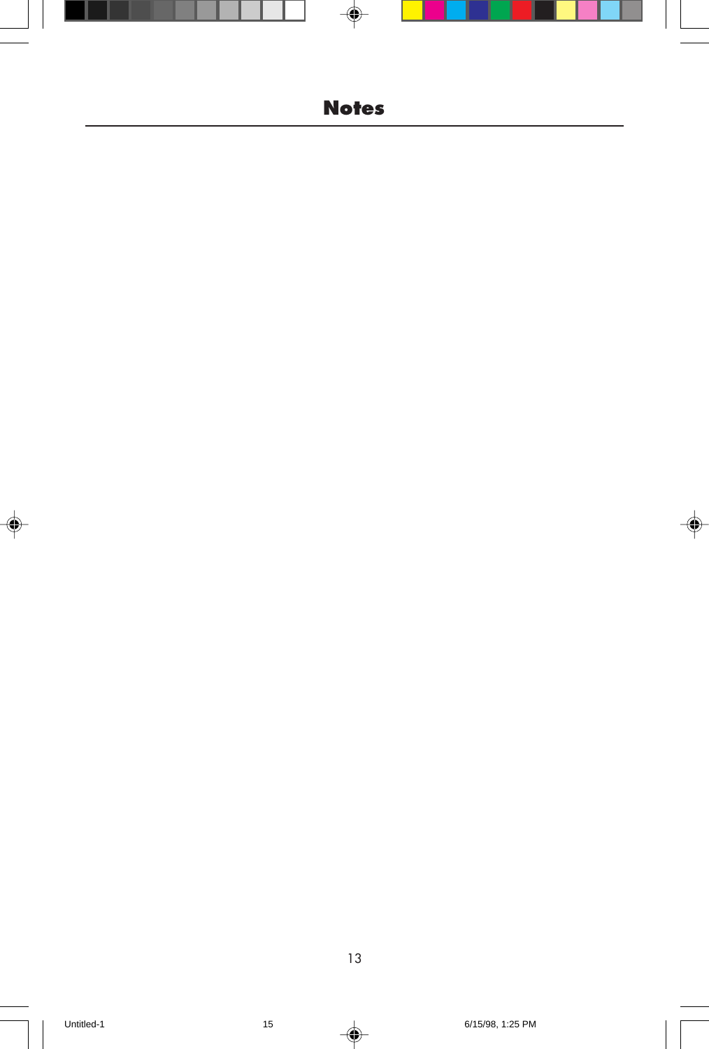# Notes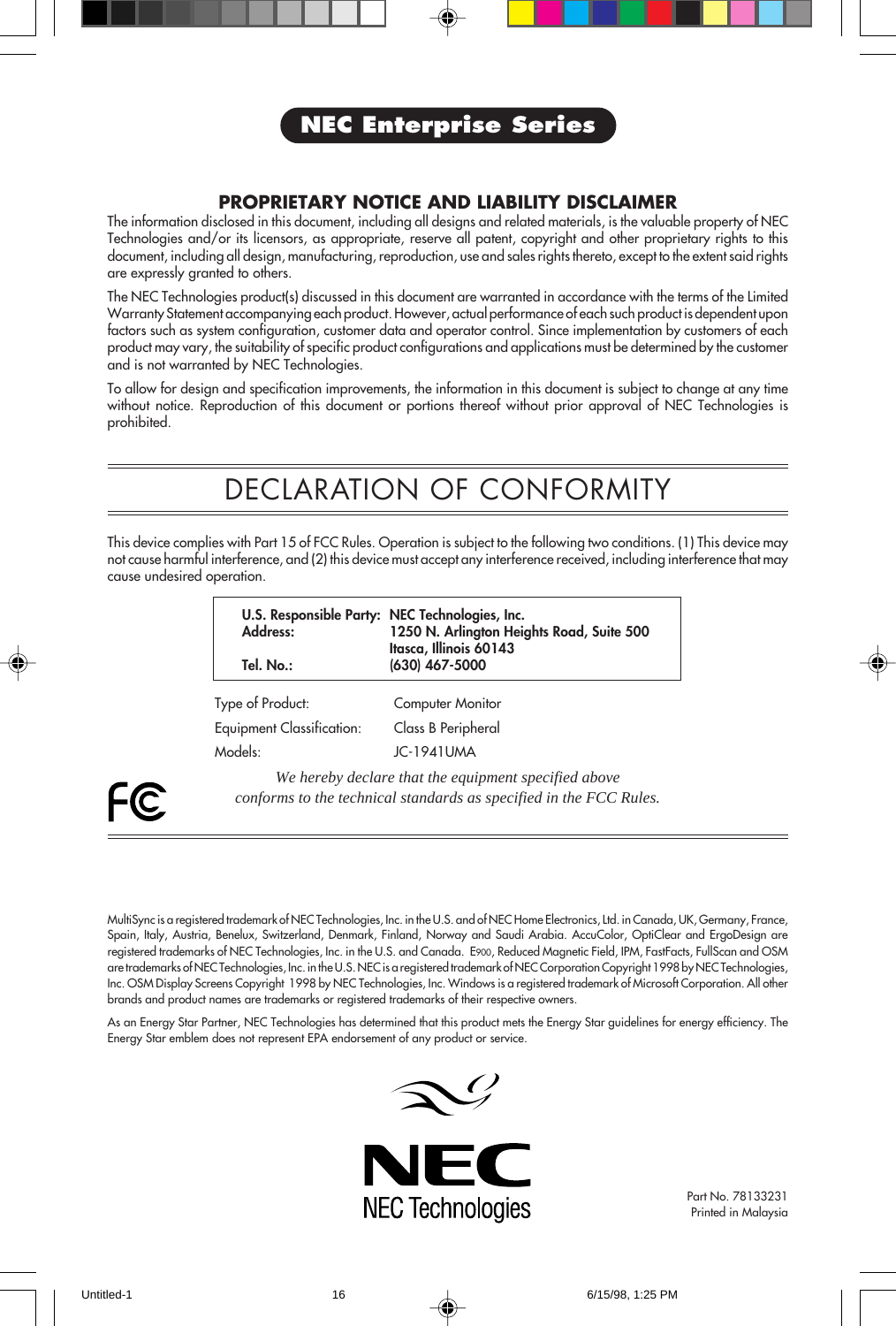# NEC Enterprise Series

## PROPRIETARY NOTICE AND LIABILITY DISCLAIMER

The information disclosed in this document, including all designs and related materials, is the valuable property of NEC Technologies and/or its licensors, as appropriate, reserve all patent, copyright and other proprietary rights to this document, including all design, manufacturing, reproduction, use and sales rights thereto, except to the extent said rights are expressly granted to others.

The NEC Technologies product(s) discussed in this document are warranted in accordance with the terms of the Limited Warranty Statement accompanying each product. However, actual performance of each such product is dependent upon factors such as system configuration, customer data and operator control. Since implementation by customers of each product may vary, the suitability of specific product configurations and applications must be determined by the customer and is not warranted by NEC Technologies.

To allow for design and specification improvements, the information in this document is subject to change at any time without notice. Reproduction of this document or portions thereof without prior approval of NEC Technologies is prohibited.

# DECLARATION OF CONFORMITY

This device complies with Part 15 of FCC Rules. Operation is subject to the following two conditions. (1) This device may not cause harmful interference, and (2) this device must accept any interference received, including interference that may cause undesired operation.

| | |
|---|---|
| **U.S. Responsible Party:** | **NEC Technologies, Inc.** |
| **Address:** | **1250 N. Arlington Heights Road, Suite 500<br>Itasca, Illinois 60143** |
| **Tel. No.:** | **(630) 467-5000** |

| | |
|---|---|
| Type of Product: | Computer Monitor |
| Equipment Classification: | Class B Peripheral |
| Models: | JC-1941UMA |

FC

*We hereby declare that the equipment specified above conforms to the technical standards as specified in the FCC Rules.*

MultiSync is a registered trademark of NEC Technologies, Inc. in the U.S. and of NEC Home Electronics, Ltd. in Canada, UK, Germany, France, Spain, Italy, Austria, Benelux, Switzerland, Denmark, Finland, Norway and Saudi Arabia. AccuColor, OptiClear and ErgoDesign are registered trademarks of NEC Technologies, Inc. in the U.S. and Canada. E900, Reduced Magnetic Field, IPM, FastFacts, FullScan and OSM are trademarks of NEC Technologies, Inc. in the U.S. NEC is a registered trademark of NEC Corporation Copyright 1998 by NEC Technologies, Inc. OSM Display Screens Copyright 1998 by NEC Technologies, Inc. Windows is a registered trademark of Microsoft Corporation. All other brands and product names are trademarks or registered trademarks of their respective owners.

As an Energy Star Partner, NEC Technologies has determined that this product mets the Energy Star guidelines for energy efficiency. The Energy Star emblem does not represent EPA endorsement of any product or service.

NEC
NEC Technologies

Part No. 78133231
Printed in Malaysia